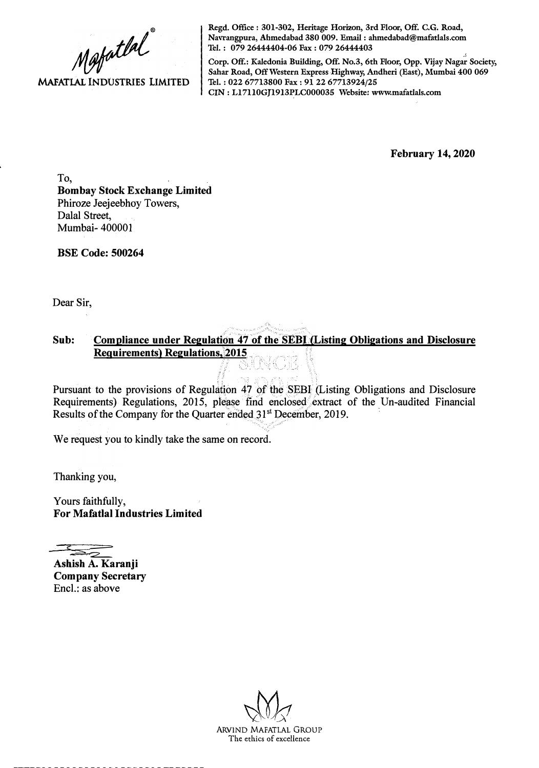MAFATLAL INDUSTRIES LIMITED

Regd. Office : 301-302, Heritage Horizon, 3rd Floor, Off. C.G. Road, Navrangpura, Ahmedabad 380 009. Email : ahmedabad@mafatlals.com
Tel. : 079 26444404-06 Fax : 079 26444403
Corp. Off.: Kaledonia Building, Off. No.3, 6th Floor, Opp. Vijay Nagar Society, Sahar Road, Off Western Express Highway, Andheri (East), Mumbai 400 069
Tel. : 022 67713800 Fax : 91 22 67713924/25
CIN : L17110GJ1913PLC000035 Website: www.mafatlals.com

**February 14, 2020**

To,
**Bombay Stock Exchange Limited**
Phiroze Jeejeebhoy Towers,
Dalal Street,
Mumbai- 400001

**BSE Code: 500264**

Dear Sir,

**Sub: Compliance under Regulation 47 of the SEBI (Listing Obligations and Disclosure Requirements) Regulations, 2015**

Pursuant to the provisions of Regulation 47 of the SEBI (Listing Obligations and Disclosure Requirements) Regulations, 2015, please find enclosed extract of the Un-audited Financial Results of the Company for the Quarter ended 31st December, 2019.

We request you to kindly take the same on record.

Thanking you,

Yours faithfully,
**For Mafatlal Industries Limited**

**Ashish A. Karanji**
**Company Secretary**
Encl.: as above

ARVIND MAFATLAL GROUP
The ethics of excellence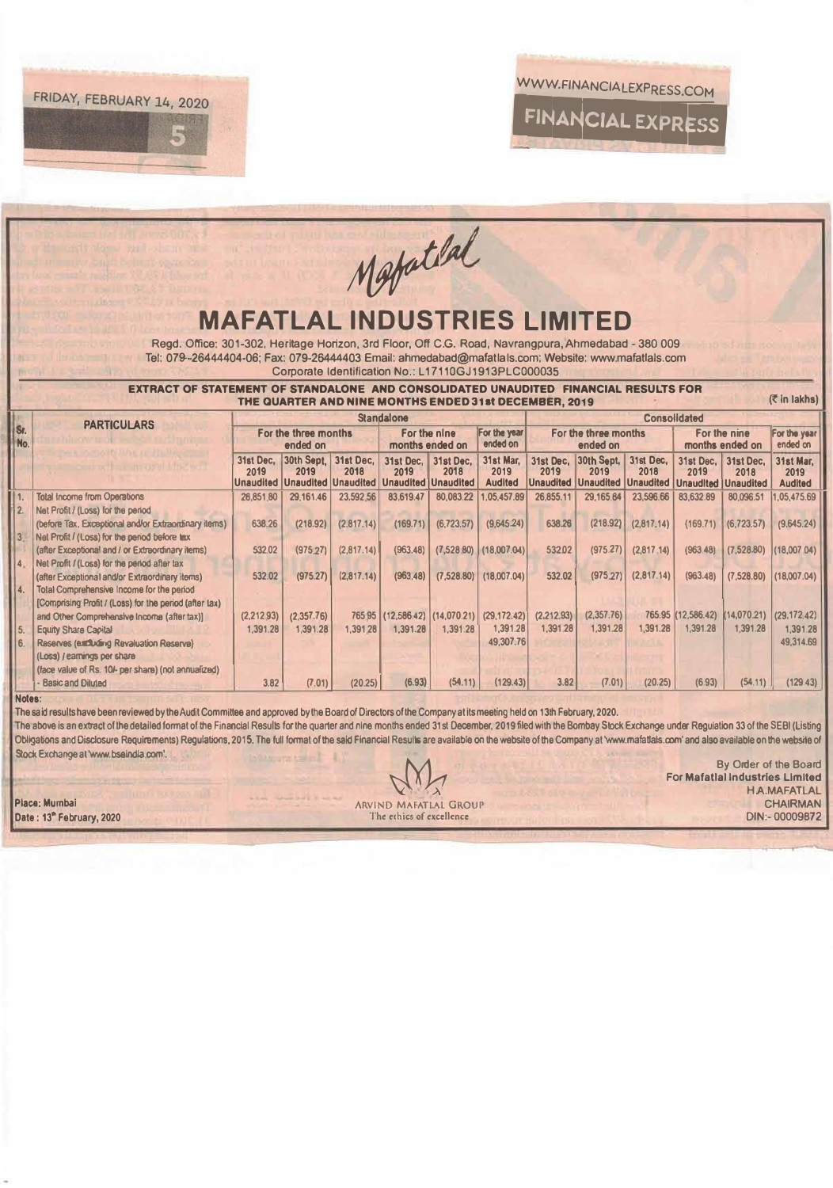Mafatlal

# MAFATLAL INDUSTRIES LIMITED

Regd. Office: 301-302, Heritage Horizon, 3rd Floor, Off C.G. Road, Navrangpura, Ahmedabad - 380 009
Tel: 079-26444404-06; Fax: 079-26444403 Email: ahmedabad@mafatlals.com; Website: www.mafatlals.com
Corporate Identification No.: L17110GJ1913PLC000035

## EXTRACT OF STATEMENT OF STANDALONE AND CONSOLIDATED UNAUDITED FINANCIAL RESULTS FOR THE QUARTER AND NINE MONTHS ENDED 31st DECEMBER, 2019

(₹ in lakhs)

| Sr. No. | PARTICULARS | Standalone | | | | | | Consolidated | | | | | |
|---|---|---|---|---|---|---|---|---|---|---|---|---|---|
| | | For the three months ended on | | | For the nine months ended on | | For the year ended on | For the three months ended on | | | For the nine months ended on | | For the year ended on |
| | | 31st Dec, 2019 Unaudited | 30th Sept, 2019 Unaudited | 31st Dec, 2018 Unaudited | 31st Dec, 2019 Unaudited | 31st Dec, 2018 Unaudited | 31st Mar, 2019 Audited | 31st Dec, 2019 Unaudited | 30th Sept, 2019 Unaudited | 31st Dec, 2018 Unaudited | 31st Dec, 2019 Unaudited | 31st Dec, 2018 Unaudited | 31st Mar, 2019 Audited |
| 1. | Total Income from Operations | 26,851.80 | 29,161.46 | 23,592.56 | 83,619.47 | 80,083.22 | 1,05,457.89 | 26,855.11 | 29,165.84 | 23,596.66 | 83,632.89 | 80,096.51 | 1,05,475.69 |
| 2. | Net Profit / (Loss) for the period (before Tax, Exceptional and/or Extraordinary items) | 638.26 | (218.92) | (2,817.14) | (169.71) | (6,723.57) | (9,645.24) | 638.26 | (218.92) | (2,817.14) | (169.71) | (6,723.57) | (9,645.24) |
| 3. | Net Profit / (Loss) for the period before tax (after Exceptional and / or Extraordinary items) | 532.02 | (975.27) | (2,817.14) | (963.48) | (7,528.80) | (18,007.04) | 532.02 | (975.27) | (2,817.14) | (963.48) | (7,528.80) | (18,007.04) |
| 4. | Net Profit / (Loss) for the period after tax (after Exceptional and/or Extraordinary items) | 532.02 | (975.27) | (2,817.14) | (963.48) | (7,528.80) | (18,007.04) | 532.02 | (975.27) | (2,817.14) | (963.48) | (7,528.80) | (18,007.04) |
| 4. | Total Comprehensive Income for the period [Comprising Profit / (Loss) for the period (after tax) and Other Comprehensive Income (after tax)] | (2,212.93) | (2,357.76) | 765.95 | (12,586.42) | (14,070.21) | (29,172.42) | (2,212.93) | (2,357.76) | 765.95 | (12,586.42) | (14,070.21) | (29,172.42) |
| 5. | Equity Share Capital | 1,391.28 | 1,391.28 | 1,391.28 | 1,391.28 | 1,391.28 | 1,391.28 | 1,391.28 | 1,391.28 | 1,391.28 | 1,391.28 | 1,391.28 | 1,391.28 |
| 6. | Reserves (excluding Revaluation Reserve) | | | | | | 49,307.76 | | | | | | 49,314.69 |
| | (Loss) / earnings per share (face value of Rs. 10/- per share) (not annualized) - Basic and Diluted | 3.82 | (7.01) | (20.25) | (6.93) | (54.11) | (129.43) | 3.82 | (7.01) | (20.25) | (6.93) | (54.11) | (129.43) |

**Notes:**

The said results have been reviewed by the Audit Committee and approved by the Board of Directors of the Company at its meeting held on 13th February, 2020.

The above is an extract of the detailed format of the Financial Results for the quarter and nine months ended 31st December, 2019 filed with the Bombay Stock Exchange under Regulation 33 of the SEBI (Listing Obligations and Disclosure Requirements) Regulations, 2015. The full format of the said Financial Results are available on the website of the Company at 'www.mafatlals.com' and also available on the website of Stock Exchange at 'www.bseindia.com'.

Place: Mumbai
Date : 13th February, 2020

ARVIND MAFATLAL GROUP
The ethics of excellence

By Order of the Board
For Mafatlal Industries Limited
H.A.MAFATLAL
CHAIRMAN
DIN:- 00009872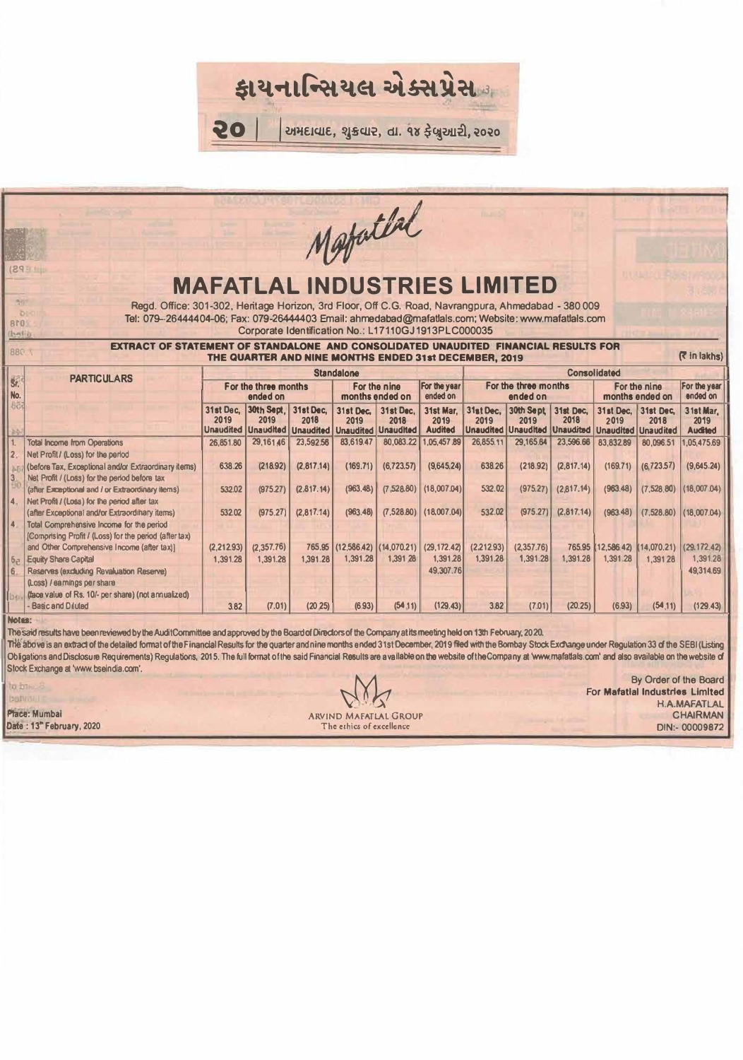ફાયનાન્સિયલ એક્સપ્રેસ

૨૦ | અમદાવાદ, શુક્રવાર, તા. ૧૪ ફેબ્રુઆરી, ૨૦૨૦

Mafatlal

# MAFATLAL INDUSTRIES LIMITED

Regd. Office: 301-302, Heritage Horizon, 3rd Floor, Off C.G. Road, Navrangpura, Ahmedabad - 380 009
Tel: 079-26444404-06; Fax: 079-26444403 Email: ahmedabad@mafatlals.com; Website: www.mafatlals.com
Corporate Identification No.: L17110GJ1913PLC000035

**EXTRACT OF STATEMENT OF STANDALONE AND CONSOLIDATED UNAUDITED FINANCIAL RESULTS FOR THE QUARTER AND NINE MONTHS ENDED 31st DECEMBER, 2019**

(₹ in lakhs)

| Sr. No. | PARTICULARS | Standalone | | | | | | Consolidated | | | | | |
|---|---|---|---|---|---|---|---|---|---|---|---|---|---|
| | | For the three months ended on | | | For the nine months ended on | | For the year ended on | For the three months ended on | | | For the nine months ended on | | For the year ended on |
| | | 31st Dec, 2019 Unaudited | 30th Sept, 2019 Unaudited | 31st Dec, 2018 Unaudited | 31st Dec, 2019 Unaudited | 31st Dec, 2018 Unaudited | 31st Mar, 2019 Audited | 31st Dec, 2019 Unaudited | 30th Sept, 2019 Unaudited | 31st Dec, 2018 Unaudited | 31st Dec, 2019 Unaudited | 31st Dec, 2018 Unaudited | 31st Mar, 2019 Audited |
| 1. | Total Income from Operations | 26,851.80 | 29,161.46 | 23,592.56 | 83,619.47 | 80,083.22 | 1,05,457.89 | 26,855.11 | 29,165.64 | 23,596.66 | 83,832.89 | 80,096.51 | 1,05,475.69 |
| 2. | Net Profit / (Loss) for the period (before Tax, Exceptional and/or Extraordinary items) | 638.26 | (218.92) | (2,817.14) | (169.71) | (6,723.57) | (9,645.24) | 638.26 | (218.92) | (2,817.14) | (169.71) | (6,723.57) | (9,645.24) |
| 3. | Net Profit / (Loss) for the period before tax (after Exceptional and / or Extraordinary items) | 532.02 | (975.27) | (2,817.14) | (963.48) | (7,528.80) | (18,007.04) | 532.02 | (975.27) | (2,817.14) | (963.48) | (7,528.80) | (18,007.04) |
| 4. | Net Profit / (Loss) for the period after tax (after Exceptional and/or Extraordinary items) | 532.02 | (975.27) | (2,817.14) | (963.48) | (7,528.80) | (18,007.04) | 532.02 | (975.27) | (2,817.14) | (963.48) | (7,528.80) | (18,007.04) |
| 4. | Total Comprehensive Income for the period [Comprising Profit / (Loss) for the period (after tax) and Other Comprehensive Income (after tax)] | (2,212.93) | (2,357.76) | 765.95 | (12,586.42) | (14,070.21) | (29,172.42) | (2,212.93) | (2,357.76) | 765.95 | (12,586.42) | (14,070.21) | (29,172.42) |
| 5. | Equity Share Capital | 1,391.28 | 1,391.28 | 1,391.28 | 1,391.28 | 1,391.28 | 1,391.28 | 1,391.28 | 1,391.28 | 1,391.28 | 1,391.28 | 1,391.28 | 1,391.28 |
| 6. | Reserves (excluding Revaluation Reserve) | | | | | | 49,307.76 | | | | | | 49,314.69 |
| | (Loss) / earnings per share (face value of Rs. 10/- per share) (not annualized) - Basic and Diluted | 3.82 | (7.01) | (20.25) | (6.93) | (54.11) | (129.43) | 3.82 | (7.01) | (20.25) | (6.93) | (54.11) | (129.43) |

**Notes:**

The said results have been reviewed by the Audit Committee and approved by the Board of Directors of the Company at its meeting held on 13th February, 2020.

The above is an extract of the detailed format of the Financial Results for the quarter and nine months ended 31st December, 2019 filed with the Bombay Stock Exchange under Regulation 33 of the SEBI (Listing Obligations and Disclosure Requirements) Regulations, 2015. The full format of the said Financial Results are available on the website of the Company at 'www.mafatlals.com' and also available on the website of Stock Exchange at 'www.bseindia.com'.

Place: Mumbai
Date: 13th February, 2020

ARVIND MAFATLAL GROUP
The ethics of excellence

By Order of the Board
For Mafatlal Industries Limited
H.A.MAFATLAL
CHAIRMAN
DIN:- 00009872